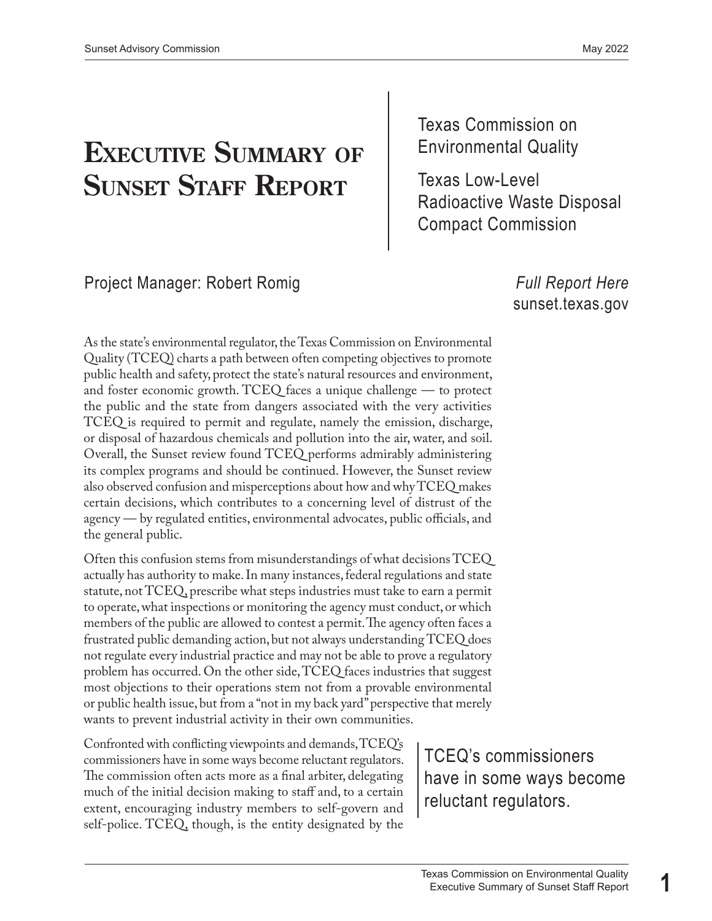# Executive Summary of Sunset Staff Report

Texas Commission on Environmental Quality

Texas Low-Level Radioactive Waste Disposal Compact Commission

Project Manager: Robert Romig

*Full Report Here*
sunset.texas.gov

As the state's environmental regulator, the Texas Commission on Environmental Quality (TCEQ) charts a path between often competing objectives to promote public health and safety, protect the state's natural resources and environment, and foster economic growth. TCEQ faces a unique challenge — to protect the public and the state from dangers associated with the very activities TCEQ is required to permit and regulate, namely the emission, discharge, or disposal of hazardous chemicals and pollution into the air, water, and soil. Overall, the Sunset review found TCEQ performs admirably administering its complex programs and should be continued. However, the Sunset review also observed confusion and misperceptions about how and why TCEQ makes certain decisions, which contributes to a concerning level of distrust of the agency — by regulated entities, environmental advocates, public officials, and the general public.

Often this confusion stems from misunderstandings of what decisions TCEQ actually has authority to make. In many instances, federal regulations and state statute, not TCEQ, prescribe what steps industries must take to earn a permit to operate, what inspections or monitoring the agency must conduct, or which members of the public are allowed to contest a permit. The agency often faces a frustrated public demanding action, but not always understanding TCEQ does not regulate every industrial practice and may not be able to prove a regulatory problem has occurred. On the other side, TCEQ faces industries that suggest most objections to their operations stem not from a provable environmental or public health issue, but from a "not in my back yard" perspective that merely wants to prevent industrial activity in their own communities.

Confronted with conflicting viewpoints and demands, TCEQ's commissioners have in some ways become reluctant regulators. The commission often acts more as a final arbiter, delegating much of the initial decision making to staff and, to a certain extent, encouraging industry members to self-govern and self-police. TCEQ, though, is the entity designated by the

> TCEQ's commissioners have in some ways become reluctant regulators.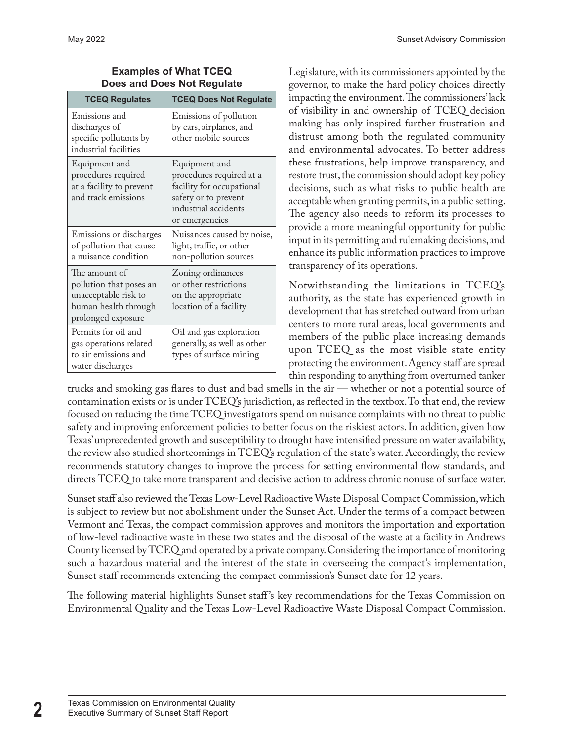**Examples of What TCEQ Does and Does Not Regulate**

| TCEQ Regulates | TCEQ Does Not Regulate |
|---|---|
| Emissions and discharges of specific pollutants by industrial facilities | Emissions of pollution by cars, airplanes, and other mobile sources |
| Equipment and procedures required at a facility to prevent and track emissions | Equipment and procedures required at a facility for occupational safety or to prevent industrial accidents or emergencies |
| Emissions or discharges of pollution that cause a nuisance condition | Nuisances caused by noise, light, traffic, or other non-pollution sources |
| The amount of pollution that poses an unacceptable risk to human health through prolonged exposure | Zoning ordinances or other restrictions on the appropriate location of a facility |
| Permits for oil and gas operations related to air emissions and water discharges | Oil and gas exploration generally, as well as other types of surface mining |

Legislature, with its commissioners appointed by the governor, to make the hard policy choices directly impacting the environment. The commissioners' lack of visibility in and ownership of TCEQ decision making has only inspired further frustration and distrust among both the regulated community and environmental advocates. To better address these frustrations, help improve transparency, and restore trust, the commission should adopt key policy decisions, such as what risks to public health are acceptable when granting permits, in a public setting. The agency also needs to reform its processes to provide a more meaningful opportunity for public input in its permitting and rulemaking decisions, and enhance its public information practices to improve transparency of its operations.

Notwithstanding the limitations in TCEQ's authority, as the state has experienced growth in development that has stretched outward from urban centers to more rural areas, local governments and members of the public place increasing demands upon TCEQ as the most visible state entity protecting the environment. Agency staff are spread thin responding to anything from overturned tanker trucks and smoking gas flares to dust and bad smells in the air — whether or not a potential source of contamination exists or is under TCEQ's jurisdiction, as reflected in the textbox. To that end, the review focused on reducing the time TCEQ investigators spend on nuisance complaints with no threat to public safety and improving enforcement policies to better focus on the riskiest actors. In addition, given how Texas' unprecedented growth and susceptibility to drought have intensified pressure on water availability, the review also studied shortcomings in TCEQ's regulation of the state's water. Accordingly, the review recommends statutory changes to improve the process for setting environmental flow standards, and directs TCEQ to take more transparent and decisive action to address chronic nonuse of surface water.

Sunset staff also reviewed the Texas Low-Level Radioactive Waste Disposal Compact Commission, which is subject to review but not abolishment under the Sunset Act. Under the terms of a compact between Vermont and Texas, the compact commission approves and monitors the importation and exportation of low-level radioactive waste in these two states and the disposal of the waste at a facility in Andrews County licensed by TCEQ and operated by a private company. Considering the importance of monitoring such a hazardous material and the interest of the state in overseeing the compact's implementation, Sunset staff recommends extending the compact commission's Sunset date for 12 years.

The following material highlights Sunset staff's key recommendations for the Texas Commission on Environmental Quality and the Texas Low-Level Radioactive Waste Disposal Compact Commission.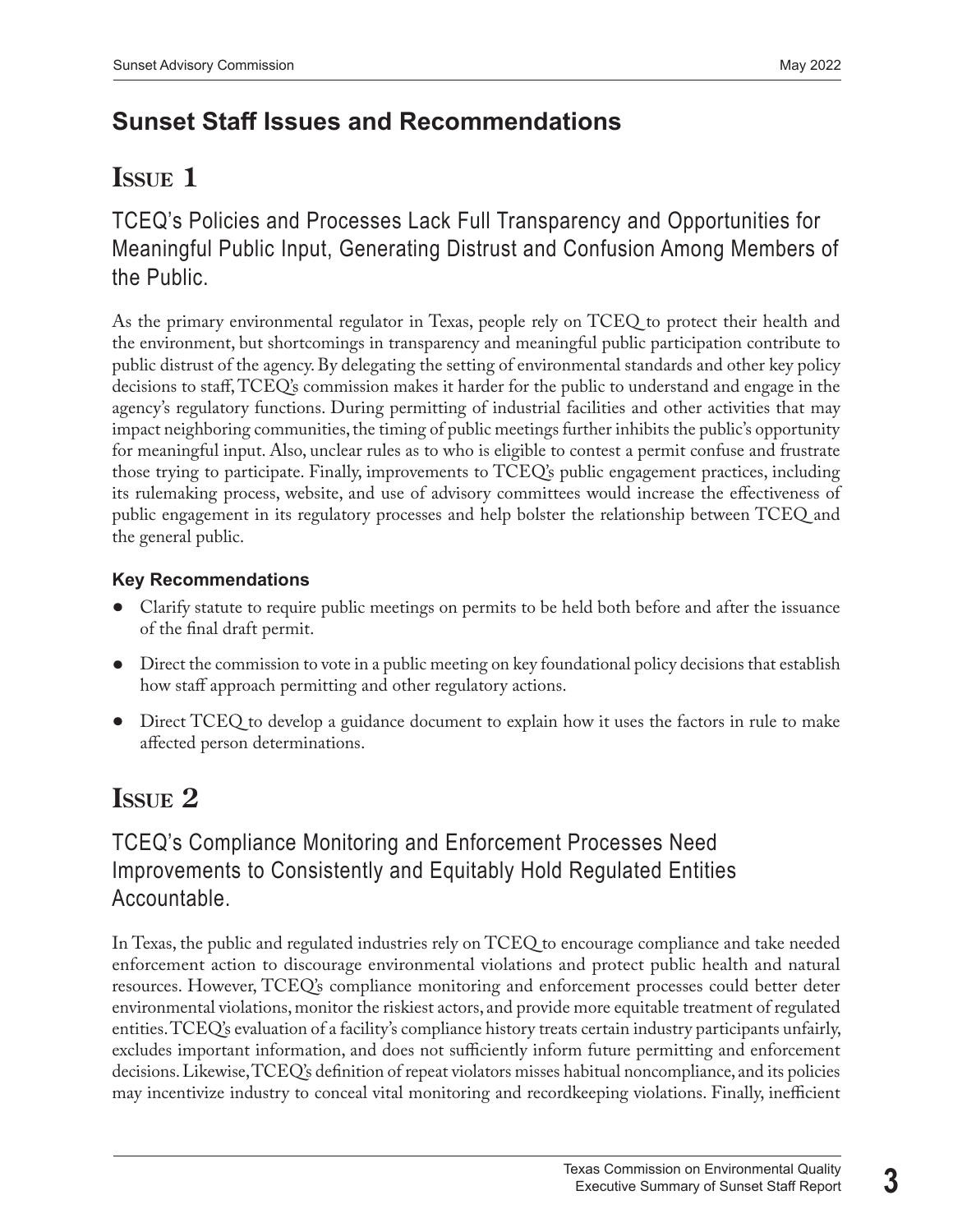## Sunset Staff Issues and Recommendations

## Issue 1

### TCEQ's Policies and Processes Lack Full Transparency and Opportunities for Meaningful Public Input, Generating Distrust and Confusion Among Members of the Public.

As the primary environmental regulator in Texas, people rely on TCEQ to protect their health and the environment, but shortcomings in transparency and meaningful public participation contribute to public distrust of the agency. By delegating the setting of environmental standards and other key policy decisions to staff, TCEQ's commission makes it harder for the public to understand and engage in the agency's regulatory functions. During permitting of industrial facilities and other activities that may impact neighboring communities, the timing of public meetings further inhibits the public's opportunity for meaningful input. Also, unclear rules as to who is eligible to contest a permit confuse and frustrate those trying to participate. Finally, improvements to TCEQ's public engagement practices, including its rulemaking process, website, and use of advisory committees would increase the effectiveness of public engagement in its regulatory processes and help bolster the relationship between TCEQ and the general public.

#### Key Recommendations

- Clarify statute to require public meetings on permits to be held both before and after the issuance of the final draft permit.
- Direct the commission to vote in a public meeting on key foundational policy decisions that establish how staff approach permitting and other regulatory actions.
- Direct TCEQ to develop a guidance document to explain how it uses the factors in rule to make affected person determinations.

## Issue 2

### TCEQ's Compliance Monitoring and Enforcement Processes Need Improvements to Consistently and Equitably Hold Regulated Entities Accountable.

In Texas, the public and regulated industries rely on TCEQ to encourage compliance and take needed enforcement action to discourage environmental violations and protect public health and natural resources. However, TCEQ's compliance monitoring and enforcement processes could better deter environmental violations, monitor the riskiest actors, and provide more equitable treatment of regulated entities. TCEQ's evaluation of a facility's compliance history treats certain industry participants unfairly, excludes important information, and does not sufficiently inform future permitting and enforcement decisions. Likewise, TCEQ's definition of repeat violators misses habitual noncompliance, and its policies may incentivize industry to conceal vital monitoring and recordkeeping violations. Finally, inefficient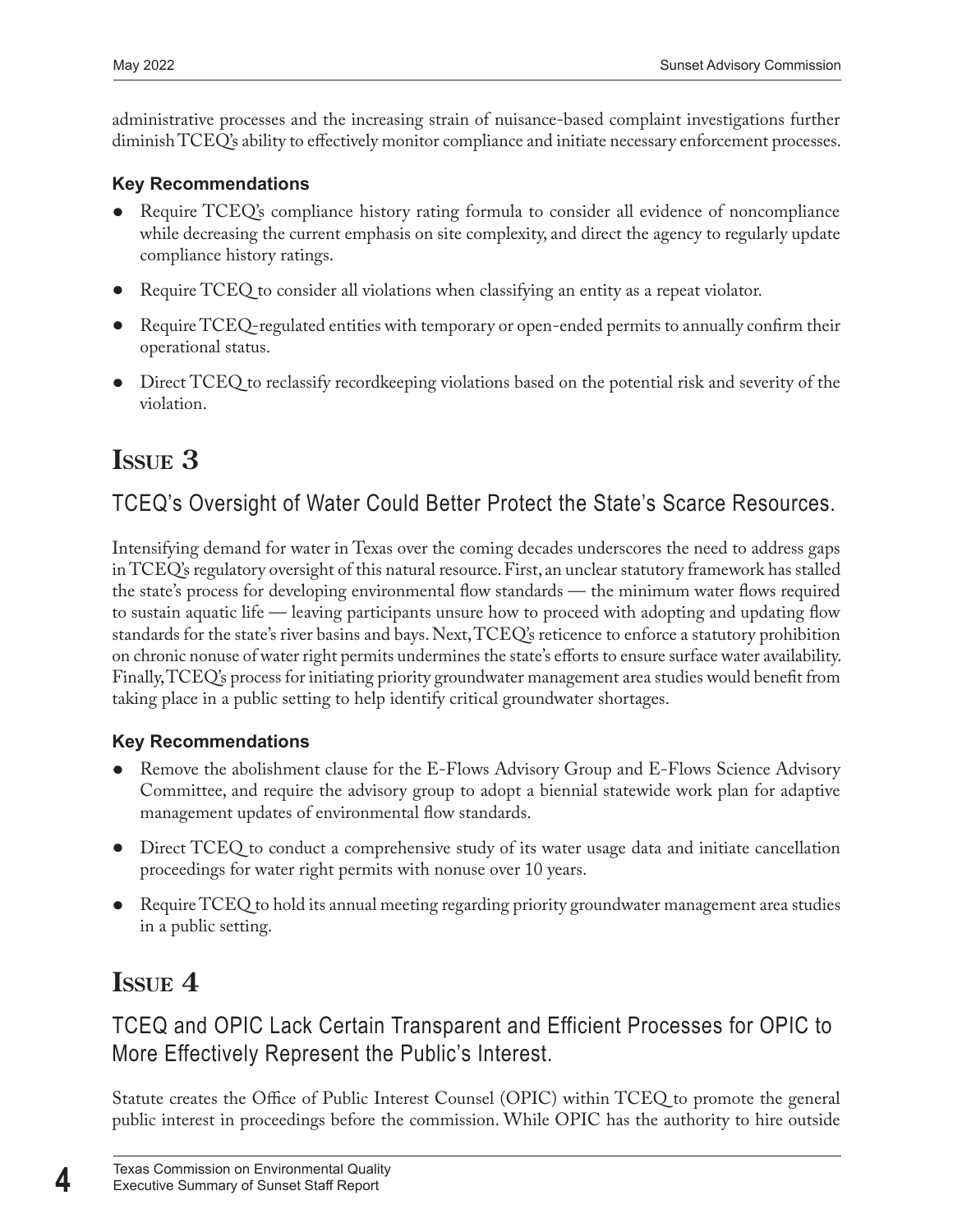administrative processes and the increasing strain of nuisance-based complaint investigations further diminish TCEQ's ability to effectively monitor compliance and initiate necessary enforcement processes.

### Key Recommendations

- Require TCEQ's compliance history rating formula to consider all evidence of noncompliance while decreasing the current emphasis on site complexity, and direct the agency to regularly update compliance history ratings.
- Require TCEQ to consider all violations when classifying an entity as a repeat violator.
- Require TCEQ-regulated entities with temporary or open-ended permits to annually confirm their operational status.
- Direct TCEQ to reclassify recordkeeping violations based on the potential risk and severity of the violation.

# Issue 3

## TCEQ's Oversight of Water Could Better Protect the State's Scarce Resources.

Intensifying demand for water in Texas over the coming decades underscores the need to address gaps in TCEQ's regulatory oversight of this natural resource. First, an unclear statutory framework has stalled the state's process for developing environmental flow standards — the minimum water flows required to sustain aquatic life — leaving participants unsure how to proceed with adopting and updating flow standards for the state's river basins and bays. Next, TCEQ's reticence to enforce a statutory prohibition on chronic nonuse of water right permits undermines the state's efforts to ensure surface water availability. Finally, TCEQ's process for initiating priority groundwater management area studies would benefit from taking place in a public setting to help identify critical groundwater shortages.

### Key Recommendations

- Remove the abolishment clause for the E-Flows Advisory Group and E-Flows Science Advisory Committee, and require the advisory group to adopt a biennial statewide work plan for adaptive management updates of environmental flow standards.
- Direct TCEQ to conduct a comprehensive study of its water usage data and initiate cancellation proceedings for water right permits with nonuse over 10 years.
- Require TCEQ to hold its annual meeting regarding priority groundwater management area studies in a public setting.

# Issue 4

## TCEQ and OPIC Lack Certain Transparent and Efficient Processes for OPIC to More Effectively Represent the Public's Interest.

Statute creates the Office of Public Interest Counsel (OPIC) within TCEQ to promote the general public interest in proceedings before the commission. While OPIC has the authority to hire outside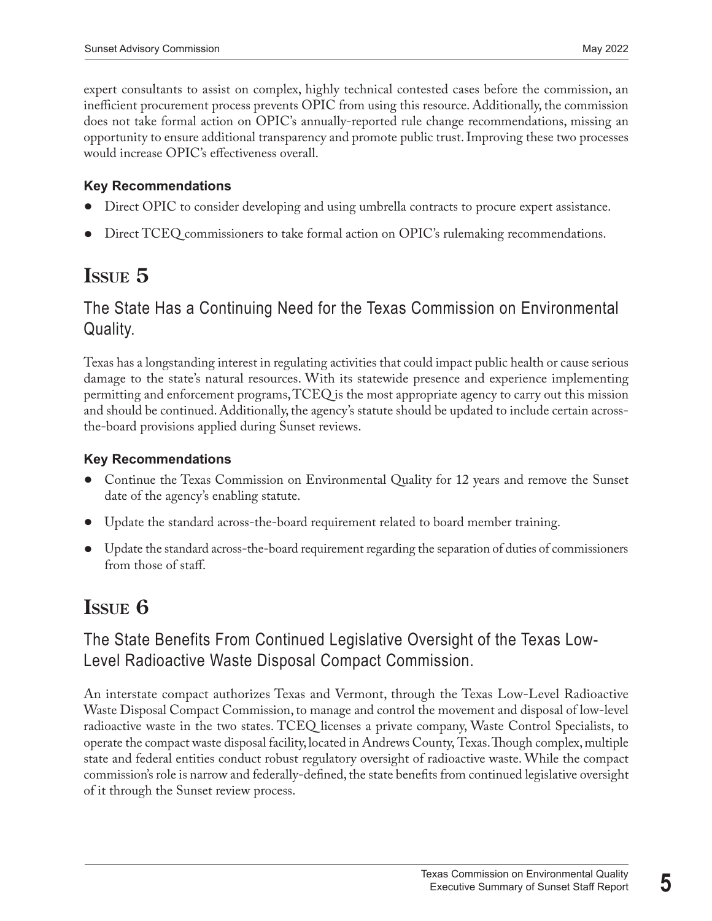expert consultants to assist on complex, highly technical contested cases before the commission, an inefficient procurement process prevents OPIC from using this resource. Additionally, the commission does not take formal action on OPIC's annually-reported rule change recommendations, missing an opportunity to ensure additional transparency and promote public trust. Improving these two processes would increase OPIC's effectiveness overall.

### Key Recommendations

- Direct OPIC to consider developing and using umbrella contracts to procure expert assistance.
- Direct TCEQ commissioners to take formal action on OPIC's rulemaking recommendations.

# Issue 5

## The State Has a Continuing Need for the Texas Commission on Environmental Quality.

Texas has a longstanding interest in regulating activities that could impact public health or cause serious damage to the state's natural resources. With its statewide presence and experience implementing permitting and enforcement programs, TCEQ is the most appropriate agency to carry out this mission and should be continued. Additionally, the agency's statute should be updated to include certain across-the-board provisions applied during Sunset reviews.

### Key Recommendations

- Continue the Texas Commission on Environmental Quality for 12 years and remove the Sunset date of the agency's enabling statute.
- Update the standard across-the-board requirement related to board member training.
- Update the standard across-the-board requirement regarding the separation of duties of commissioners from those of staff.

# Issue 6

## The State Benefits From Continued Legislative Oversight of the Texas Low-Level Radioactive Waste Disposal Compact Commission.

An interstate compact authorizes Texas and Vermont, through the Texas Low-Level Radioactive Waste Disposal Compact Commission, to manage and control the movement and disposal of low-level radioactive waste in the two states. TCEQ licenses a private company, Waste Control Specialists, to operate the compact waste disposal facility, located in Andrews County, Texas. Though complex, multiple state and federal entities conduct robust regulatory oversight of radioactive waste. While the compact commission's role is narrow and federally-defined, the state benefits from continued legislative oversight of it through the Sunset review process.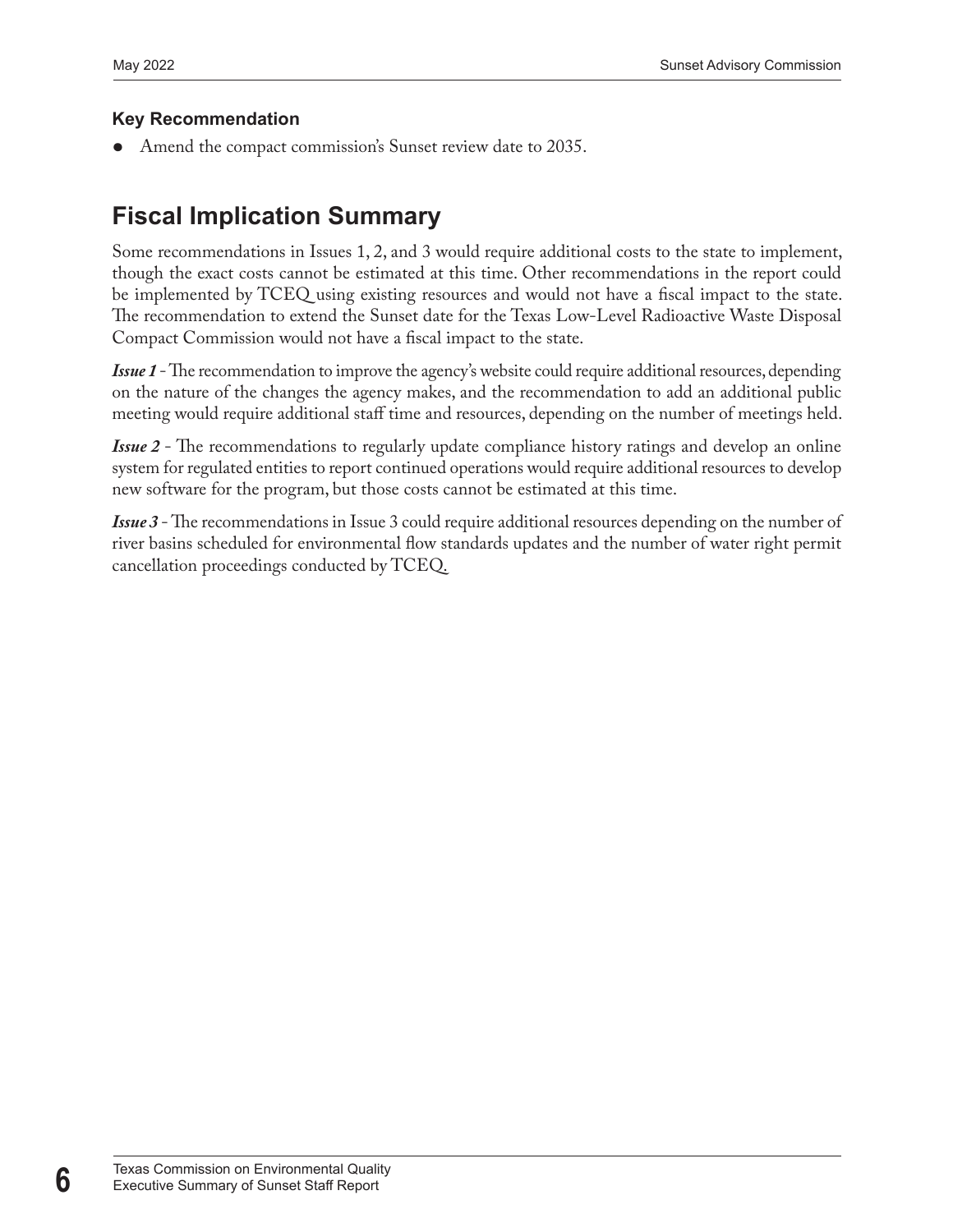### Key Recommendation

- Amend the compact commission's Sunset review date to 2035.

## Fiscal Implication Summary

Some recommendations in Issues 1, 2, and 3 would require additional costs to the state to implement, though the exact costs cannot be estimated at this time. Other recommendations in the report could be implemented by TCEQ using existing resources and would not have a fiscal impact to the state. The recommendation to extend the Sunset date for the Texas Low-Level Radioactive Waste Disposal Compact Commission would not have a fiscal impact to the state.

***Issue 1*** - The recommendation to improve the agency's website could require additional resources, depending on the nature of the changes the agency makes, and the recommendation to add an additional public meeting would require additional staff time and resources, depending on the number of meetings held.

***Issue 2*** - The recommendations to regularly update compliance history ratings and develop an online system for regulated entities to report continued operations would require additional resources to develop new software for the program, but those costs cannot be estimated at this time.

***Issue 3*** - The recommendations in Issue 3 could require additional resources depending on the number of river basins scheduled for environmental flow standards updates and the number of water right permit cancellation proceedings conducted by TCEQ.